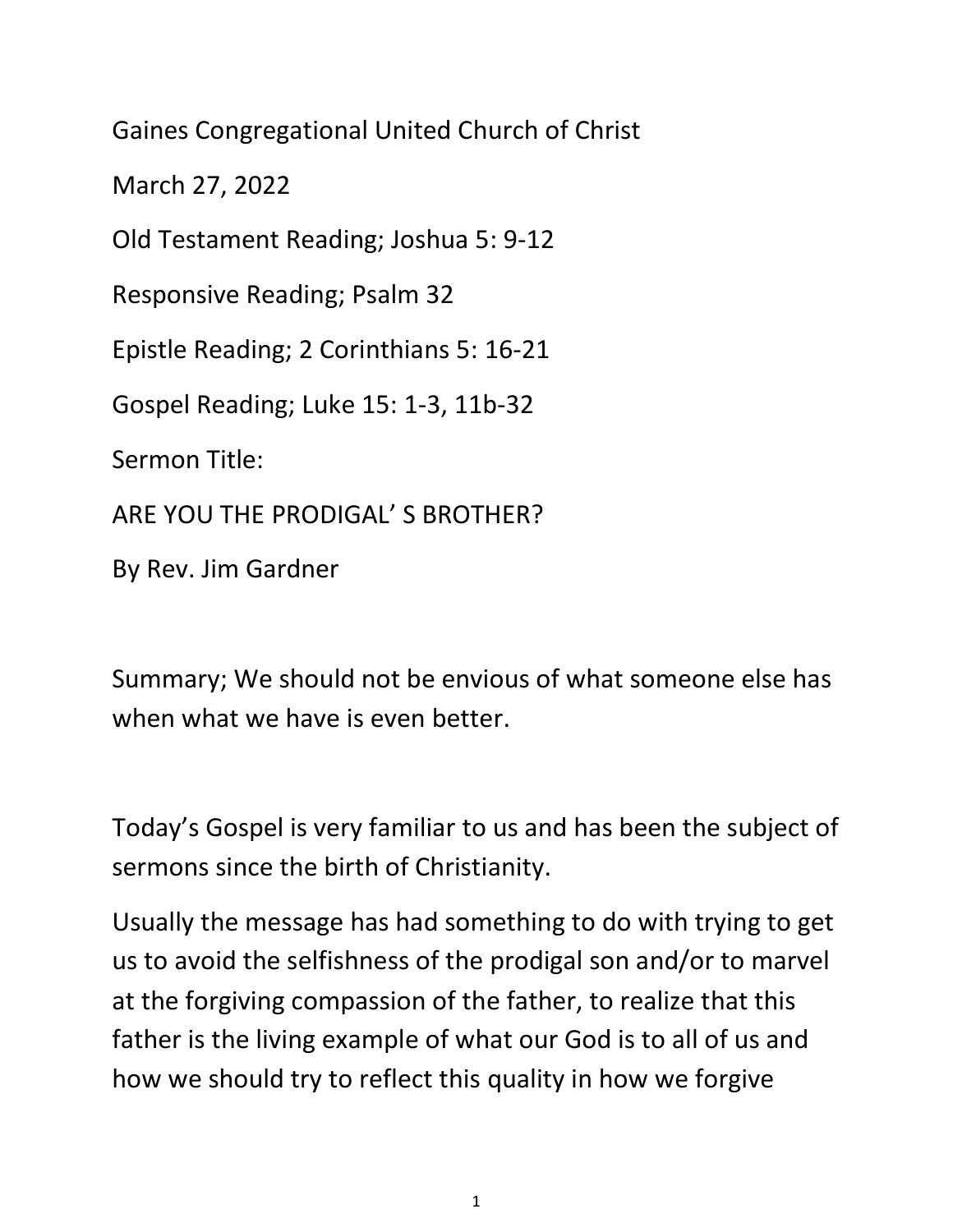Gaines Congregational United Church of Christ

March 27, 2022

Old Testament Reading; Joshua 5: 9-12

Responsive Reading; Psalm 32

Epistle Reading; 2 Corinthians 5: 16-21

Gospel Reading; Luke 15: 1-3, 11b-32

Sermon Title:

# ARE YOU THE PRODIGAL' S BROTHER?

By Rev. Jim Gardner

Summary; We should not be envious of what someone else has when what we have is even better.

Today's Gospel is very familiar to us and has been the subject of sermons since the birth of Christianity.

Usually the message has had something to do with trying to get us to avoid the selfishness of the prodigal son and/or to marvel at the forgiving compassion of the father, to realize that this father is the living example of what our God is to all of us and how we should try to reflect this quality in how we forgive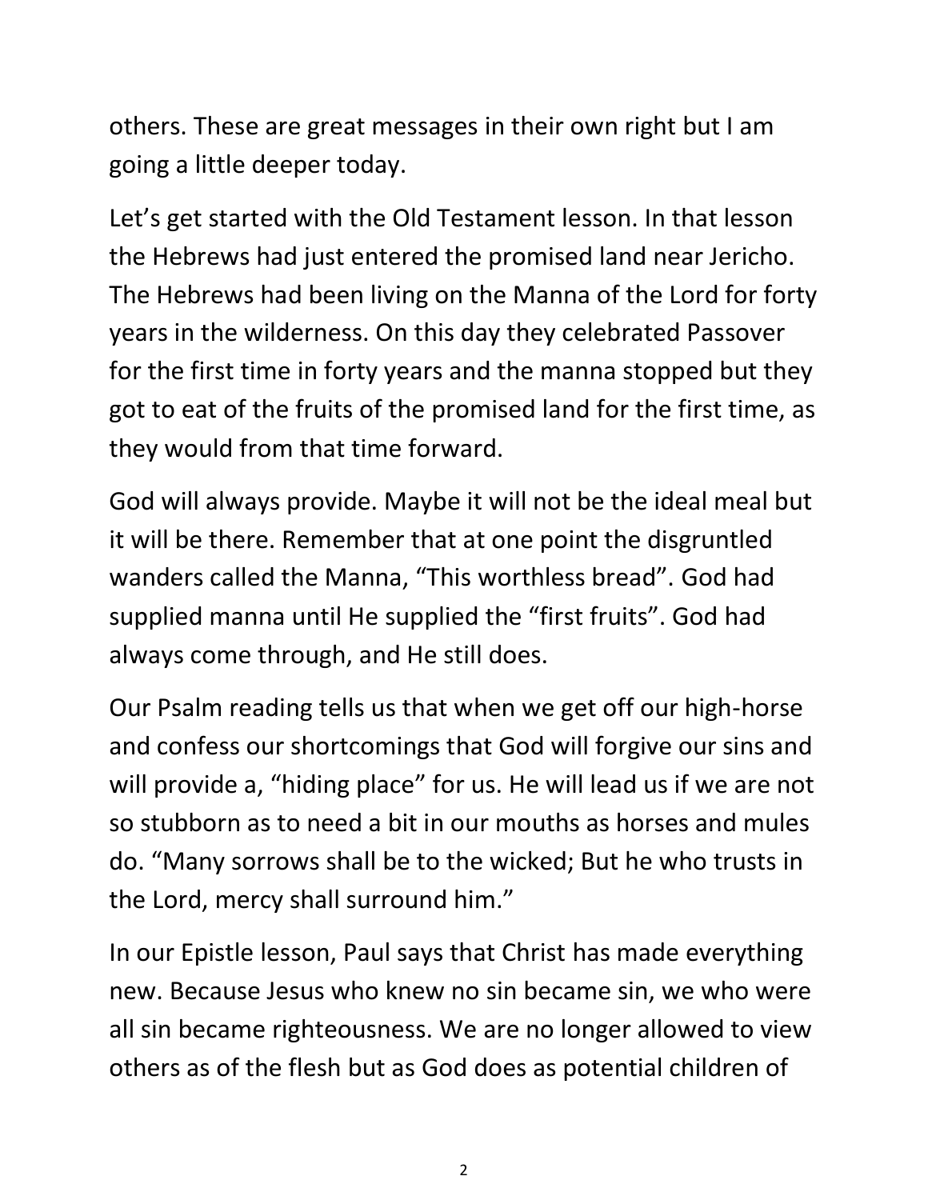others. These are great messages in their own right but I am going a little deeper today.

Let's get started with the Old Testament lesson. In that lesson the Hebrews had just entered the promised land near Jericho. The Hebrews had been living on the Manna of the Lord for forty years in the wilderness. On this day they celebrated Passover for the first time in forty years and the manna stopped but they got to eat of the fruits of the promised land for the first time, as they would from that time forward.

God will always provide. Maybe it will not be the ideal meal but it will be there. Remember that at one point the disgruntled wanders called the Manna, "This worthless bread". God had supplied manna until He supplied the "first fruits". God had always come through, and He still does.

Our Psalm reading tells us that when we get off our high-horse and confess our shortcomings that God will forgive our sins and will provide a, "hiding place" for us. He will lead us if we are not so stubborn as to need a bit in our mouths as horses and mules do. "Many sorrows shall be to the wicked; But he who trusts in the Lord, mercy shall surround him."

In our Epistle lesson, Paul says that Christ has made everything new. Because Jesus who knew no sin became sin, we who were all sin became righteousness. We are no longer allowed to view others as of the flesh but as God does as potential children of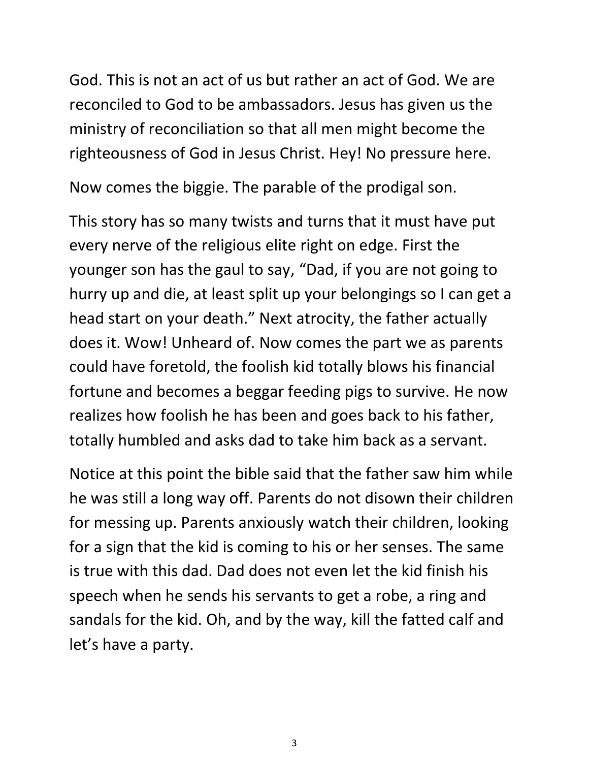God. This is not an act of us but rather an act of God. We are reconciled to God to be ambassadors. Jesus has given us the ministry of reconciliation so that all men might become the righteousness of God in Jesus Christ. Hey! No pressure here.

Now comes the biggie. The parable of the prodigal son.

This story has so many twists and turns that it must have put every nerve of the religious elite right on edge. First the younger son has the gaul to say, “Dad, if you are not going to hurry up and die, at least split up your belongings so I can get a head start on your death.” Next atrocity, the father actually does it. Wow! Unheard of. Now comes the part we as parents could have foretold, the foolish kid totally blows his financial fortune and becomes a beggar feeding pigs to survive. He now realizes how foolish he has been and goes back to his father, totally humbled and asks dad to take him back as a servant.

Notice at this point the bible said that the father saw him while he was still a long way off. Parents do not disown their children for messing up. Parents anxiously watch their children, looking for a sign that the kid is coming to his or her senses. The same is true with this dad. Dad does not even let the kid finish his speech when he sends his servants to get a robe, a ring and sandals for the kid. Oh, and by the way, kill the fatted calf and let’s have a party.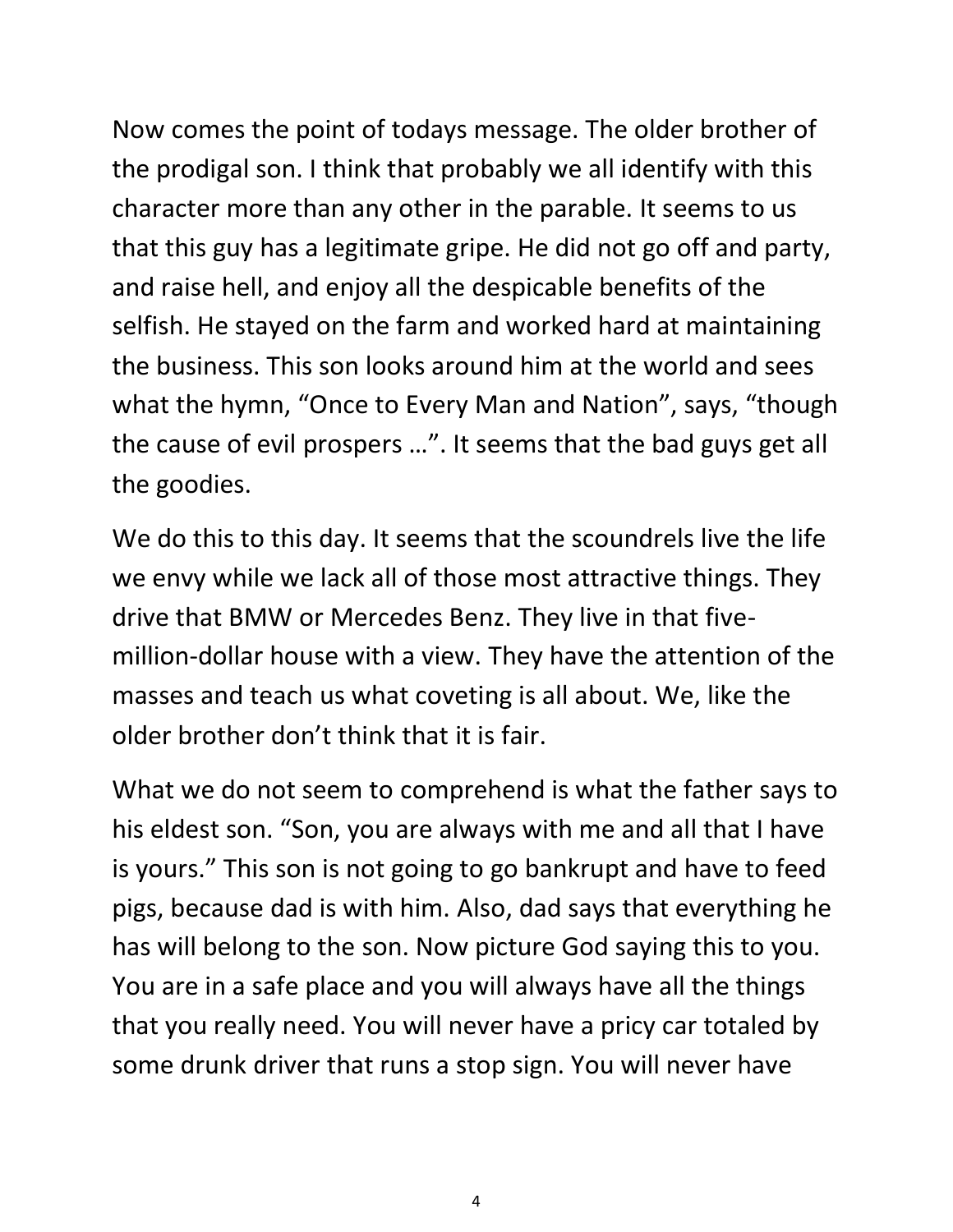Now comes the point of todays message. The older brother of the prodigal son. I think that probably we all identify with this character more than any other in the parable. It seems to us that this guy has a legitimate gripe. He did not go off and party, and raise hell, and enjoy all the despicable benefits of the selfish. He stayed on the farm and worked hard at maintaining the business. This son looks around him at the world and sees what the hymn, "Once to Every Man and Nation", says, "though the cause of evil prospers …". It seems that the bad guys get all the goodies.

We do this to this day. It seems that the scoundrels live the life we envy while we lack all of those most attractive things. They drive that BMW or Mercedes Benz. They live in that five-million-dollar house with a view. They have the attention of the masses and teach us what coveting is all about. We, like the older brother don't think that it is fair.

What we do not seem to comprehend is what the father says to his eldest son. "Son, you are always with me and all that I have is yours." This son is not going to go bankrupt and have to feed pigs, because dad is with him. Also, dad says that everything he has will belong to the son. Now picture God saying this to you. You are in a safe place and you will always have all the things that you really need. You will never have a pricy car totaled by some drunk driver that runs a stop sign. You will never have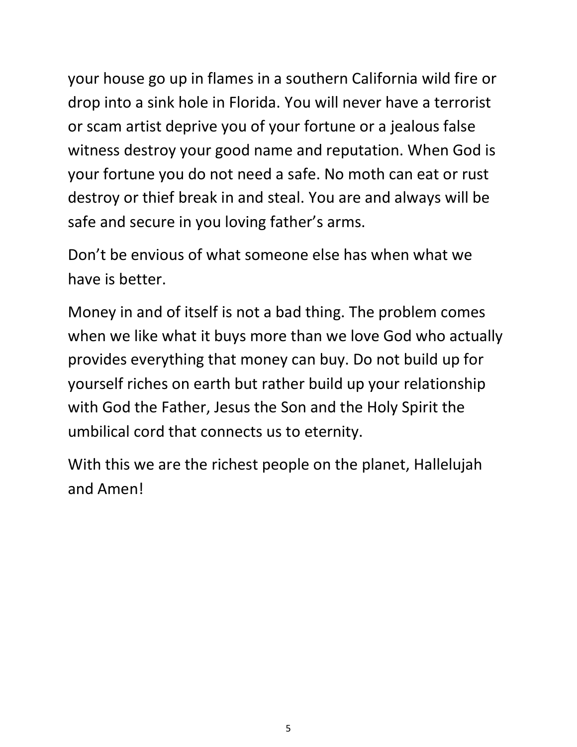your house go up in flames in a southern California wild fire or drop into a sink hole in Florida. You will never have a terrorist or scam artist deprive you of your fortune or a jealous false witness destroy your good name and reputation. When God is your fortune you do not need a safe. No moth can eat or rust destroy or thief break in and steal. You are and always will be safe and secure in you loving father's arms.

Don't be envious of what someone else has when what we have is better.

Money in and of itself is not a bad thing. The problem comes when we like what it buys more than we love God who actually provides everything that money can buy. Do not build up for yourself riches on earth but rather build up your relationship with God the Father, Jesus the Son and the Holy Spirit the umbilical cord that connects us to eternity.

With this we are the richest people on the planet, Hallelujah and Amen!